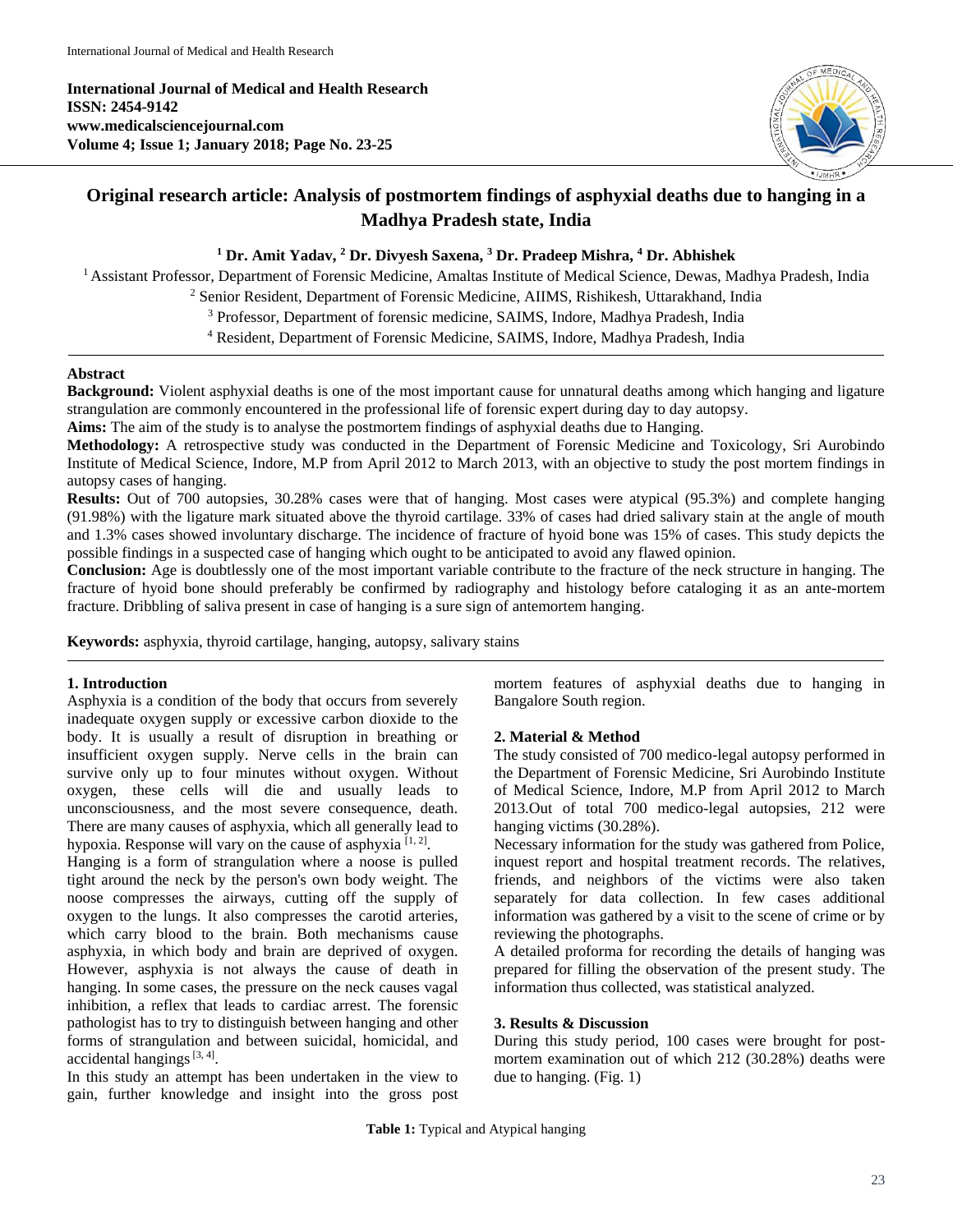**International Journal of Medical and Health Research**
**ISSN: 2454-9142**
**www.medicalsciencejournal.com**
**Volume 4; Issue 1; January 2018; Page No. 23-25**

# Original research article: Analysis of postmortem findings of asphyxial deaths due to hanging in a Madhya Pradesh state, India

**[1] Dr. Amit Yadav, [2] Dr. Divyesh Saxena, [3] Dr. Pradeep Mishra, [4] Dr. Abhishek**

[1] Assistant Professor, Department of Forensic Medicine, Amaltas Institute of Medical Science, Dewas, Madhya Pradesh, India

[2] Senior Resident, Department of Forensic Medicine, AIIMS, Rishikesh, Uttarakhand, India

[3] Professor, Department of forensic medicine, SAIMS, Indore, Madhya Pradesh, India

[4] Resident, Department of Forensic Medicine, SAIMS, Indore, Madhya Pradesh, India

## Abstract

**Background:** Violent asphyxial deaths is one of the most important cause for unnatural deaths among which hanging and ligature strangulation are commonly encountered in the professional life of forensic expert during day to day autopsy.

**Aims:** The aim of the study is to analyse the postmortem findings of asphyxial deaths due to Hanging.

**Methodology:** A retrospective study was conducted in the Department of Forensic Medicine and Toxicology, Sri Aurobindo Institute of Medical Science, Indore, M.P from April 2012 to March 2013, with an objective to study the post mortem findings in autopsy cases of hanging.

**Results:** Out of 700 autopsies, 30.28% cases were that of hanging. Most cases were atypical (95.3%) and complete hanging (91.98%) with the ligature mark situated above the thyroid cartilage. 33% of cases had dried salivary stain at the angle of mouth and 1.3% cases showed involuntary discharge. The incidence of fracture of hyoid bone was 15% of cases. This study depicts the possible findings in a suspected case of hanging which ought to be anticipated to avoid any flawed opinion.

**Conclusion:** Age is doubtlessly one of the most important variable contribute to the fracture of the neck structure in hanging. The fracture of hyoid bone should preferably be confirmed by radiography and histology before cataloging it as an ante-mortem fracture. Dribbling of saliva present in case of hanging is a sure sign of antemortem hanging.

**Keywords:** asphyxia, thyroid cartilage, hanging, autopsy, salivary stains

## 1. Introduction

Asphyxia is a condition of the body that occurs from severely inadequate oxygen supply or excessive carbon dioxide to the body. It is usually a result of disruption in breathing or insufficient oxygen supply. Nerve cells in the brain can survive only up to four minutes without oxygen. Without oxygen, these cells will die and usually leads to unconsciousness, and the most severe consequence, death. There are many causes of asphyxia, which all generally lead to hypoxia. Response will vary on the cause of asphyxia [1, 2].

Hanging is a form of strangulation where a noose is pulled tight around the neck by the person's own body weight. The noose compresses the airways, cutting off the supply of oxygen to the lungs. It also compresses the carotid arteries, which carry blood to the brain. Both mechanisms cause asphyxia, in which body and brain are deprived of oxygen. However, asphyxia is not always the cause of death in hanging. In some cases, the pressure on the neck causes vagal inhibition, a reflex that leads to cardiac arrest. The forensic pathologist has to try to distinguish between hanging and other forms of strangulation and between suicidal, homicidal, and accidental hangings [3, 4].

In this study an attempt has been undertaken in the view to gain, further knowledge and insight into the gross post mortem features of asphyxial deaths due to hanging in Bangalore South region.

## 2. Material & Method

The study consisted of 700 medico-legal autopsy performed in the Department of Forensic Medicine, Sri Aurobindo Institute of Medical Science, Indore, M.P from April 2012 to March 2013.Out of total 700 medico-legal autopsies, 212 were hanging victims (30.28%).

Necessary information for the study was gathered from Police, inquest report and hospital treatment records. The relatives, friends, and neighbors of the victims were also taken separately for data collection. In few cases additional information was gathered by a visit to the scene of crime or by reviewing the photographs.

A detailed proforma for recording the details of hanging was prepared for filling the observation of the present study. The information thus collected, was statistical analyzed.

## 3. Results & Discussion

During this study period, 100 cases were brought for post-mortem examination out of which 212 (30.28%) deaths were due to hanging. (Fig. 1)

**Table 1:** Typical and Atypical hanging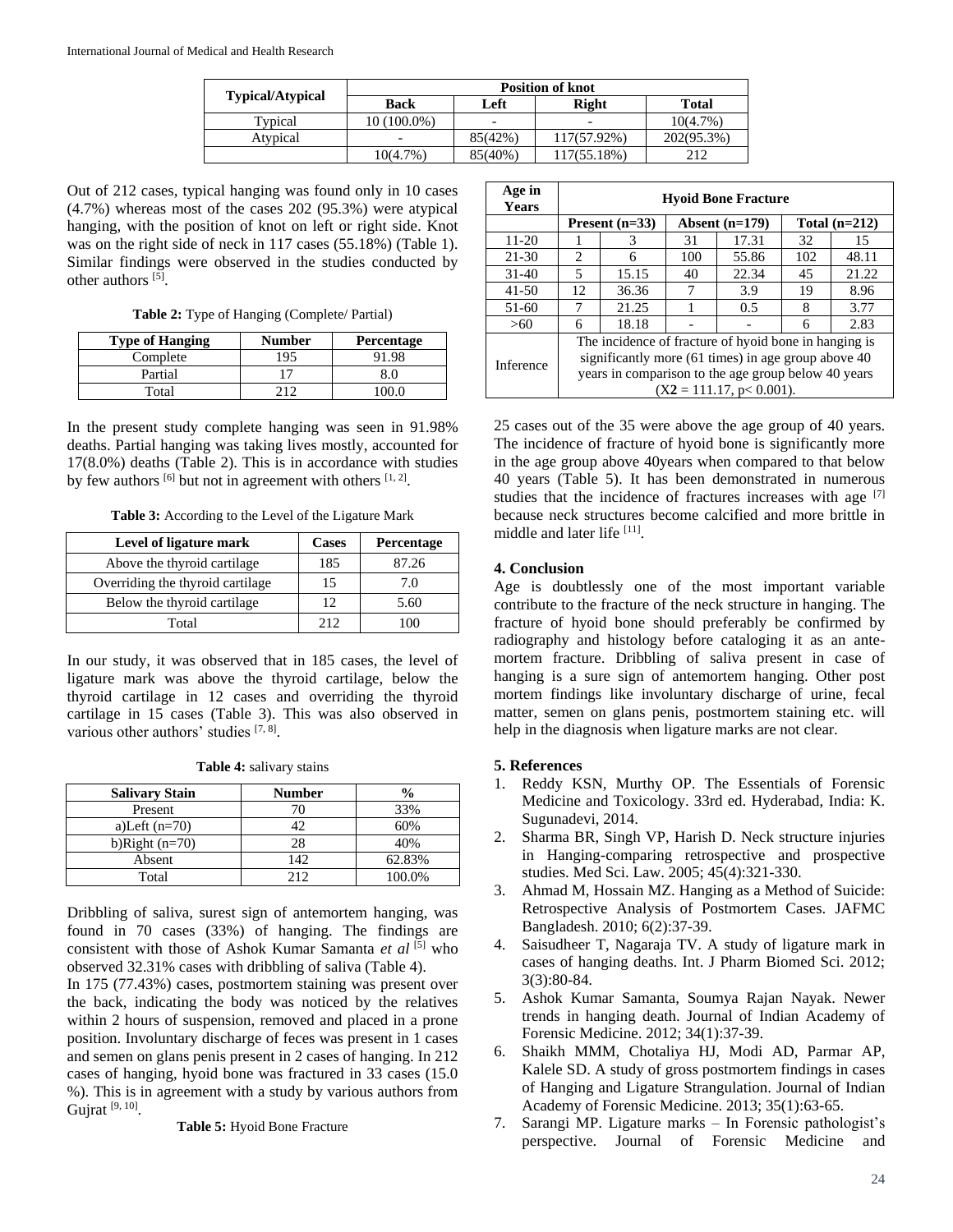| Typical/Atypical | Position of knot | | | |
|---|---|---|---|---|
| | Back | Left | Right | Total |
| Typical | 10 (100.0%) | - | - | 10(4.7%) |
| Atypical | - | 85(42%) | 117(57.92%) | 202(95.3%) |
| | 10(4.7%) | 85(40%) | 117(55.18%) | 212 |

Out of 212 cases, typical hanging was found only in 10 cases (4.7%) whereas most of the cases 202 (95.3%) were atypical hanging, with the position of knot on left or right side. Knot was on the right side of neck in 117 cases (55.18%) (Table 1). Similar findings were observed in the studies conducted by other authors [5].

**Table 2:** Type of Hanging (Complete/ Partial)

| Type of Hanging | Number | Percentage |
|---|---|---|
| Complete | 195 | 91.98 |
| Partial | 17 | 8.0 |
| Total | 212 | 100.0 |

In the present study complete hanging was seen in 91.98% deaths. Partial hanging was taking lives mostly, accounted for 17(8.0%) deaths (Table 2). This is in accordance with studies by few authors [6] but not in agreement with others [1, 2].

**Table 3:** According to the Level of the Ligature Mark

| Level of ligature mark | Cases | Percentage |
|---|---|---|
| Above the thyroid cartilage | 185 | 87.26 |
| Overriding the thyroid cartilage | 15 | 7.0 |
| Below the thyroid cartilage | 12 | 5.60 |
| Total | 212 | 100 |

In our study, it was observed that in 185 cases, the level of ligature mark was above the thyroid cartilage, below the thyroid cartilage in 12 cases and overriding the thyroid cartilage in 15 cases (Table 3). This was also observed in various other authors' studies [7, 8].

**Table 4:** salivary stains

| Salivary Stain | Number | % |
|---|---|---|
| Present | 70 | 33% |
| a)Left (n=70) | 42 | 60% |
| b)Right (n=70) | 28 | 40% |
| Absent | 142 | 62.83% |
| Total | 212 | 100.0% |

Dribbling of saliva, surest sign of antemortem hanging, was found in 70 cases (33%) of hanging. The findings are consistent with those of Ashok Kumar Samanta *et al* [5] who observed 32.31% cases with dribbling of saliva (Table 4).

In 175 (77.43%) cases, postmortem staining was present over the back, indicating the body was noticed by the relatives within 2 hours of suspension, removed and placed in a prone position. Involuntary discharge of feces was present in 1 cases and semen on glans penis present in 2 cases of hanging. In 212 cases of hanging, hyoid bone was fractured in 33 cases (15.0 %). This is in agreement with a study by various authors from Gujrat [9, 10].

**Table 5:** Hyoid Bone Fracture

| Age in Years | Hyoid Bone Fracture | | | | | |
|---|---|---|---|---|---|---|
| | Present (n=33) | | Absent (n=179) | | Total (n=212) | |
| 11-20 | 1 | 3 | 31 | 17.31 | 32 | 15 |
| 21-30 | 2 | 6 | 100 | 55.86 | 102 | 48.11 |
| 31-40 | 5 | 15.15 | 40 | 22.34 | 45 | 21.22 |
| 41-50 | 12 | 36.36 | 7 | 3.9 | 19 | 8.96 |
| 51-60 | 7 | 21.25 | 1 | 0.5 | 8 | 3.77 |
| >60 | 6 | 18.18 | - | - | 6 | 2.83 |
| Inference | The incidence of fracture of hyoid bone in hanging is significantly more (61 times) in age group above 40 years in comparison to the age group below 40 years ($X^2$ = 111.17, $p < 0.001$). | | | | | |

25 cases out of the 35 were above the age group of 40 years. The incidence of fracture of hyoid bone is significantly more in the age group above 40years when compared to that below 40 years (Table 5). It has been demonstrated in numerous studies that the incidence of fractures increases with age [7] because neck structures become calcified and more brittle in middle and later life [11].

## 4. Conclusion

Age is doubtlessly one of the most important variable contribute to the fracture of the neck structure in hanging. The fracture of hyoid bone should preferably be confirmed by radiography and histology before cataloging it as an ante-mortem fracture. Dribbling of saliva present in case of hanging is a sure sign of antemortem hanging. Other post mortem findings like involuntary discharge of urine, fecal matter, semen on glans penis, postmortem staining etc. will help in the diagnosis when ligature marks are not clear.

## 5. References

1. Reddy KSN, Murthy OP. The Essentials of Forensic Medicine and Toxicology. 33rd ed. Hyderabad, India: K. Sugunadevi, 2014.
2. Sharma BR, Singh VP, Harish D. Neck structure injuries in Hanging-comparing retrospective and prospective studies. Med Sci. Law. 2005; 45(4):321-330.
3. Ahmad M, Hossain MZ. Hanging as a Method of Suicide: Retrospective Analysis of Postmortem Cases. JAFMC Bangladesh. 2010; 6(2):37-39.
4. Saisudheer T, Nagaraja TV. A study of ligature mark in cases of hanging deaths. Int. J Pharm Biomed Sci. 2012; 3(3):80-84.
5. Ashok Kumar Samanta, Soumya Rajan Nayak. Newer trends in hanging death. Journal of Indian Academy of Forensic Medicine. 2012; 34(1):37-39.
6. Shaikh MMM, Chotaliya HJ, Modi AD, Parmar AP, Kalele SD. A study of gross postmortem findings in cases of Hanging and Ligature Strangulation. Journal of Indian Academy of Forensic Medicine. 2013; 35(1):63-65.
7. Sarangi MP. Ligature marks – In Forensic pathologist's perspective. Journal of Forensic Medicine and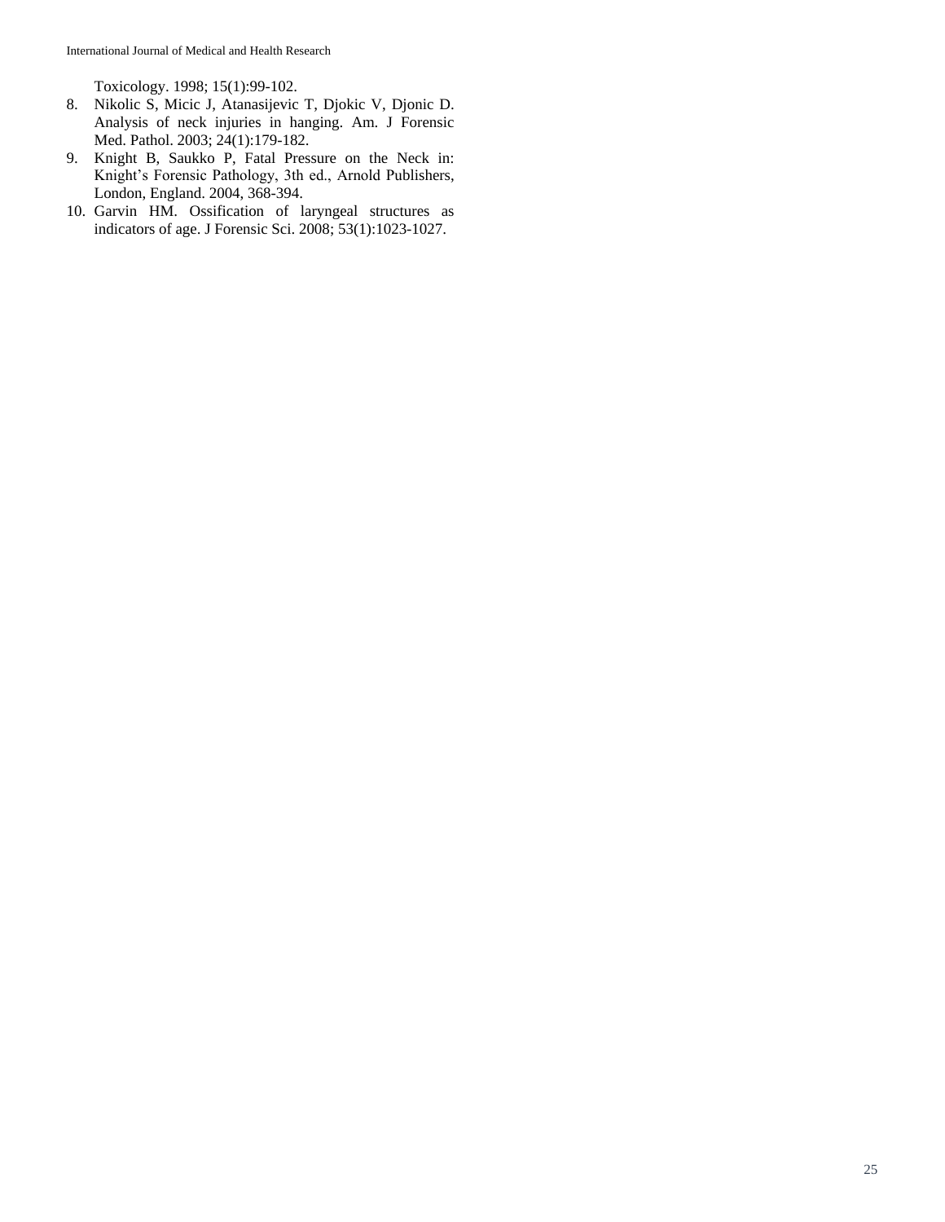Toxicology. 1998; 15(1):99-102.

8. Nikolic S, Micic J, Atanasijevic T, Djokic V, Djonic D. Analysis of neck injuries in hanging. Am. J Forensic Med. Pathol. 2003; 24(1):179-182.
9. Knight B, Saukko P, Fatal Pressure on the Neck in: Knight's Forensic Pathology, 3th ed., Arnold Publishers, London, England. 2004, 368-394.
10. Garvin HM. Ossification of laryngeal structures as indicators of age. J Forensic Sci. 2008; 53(1):1023-1027.